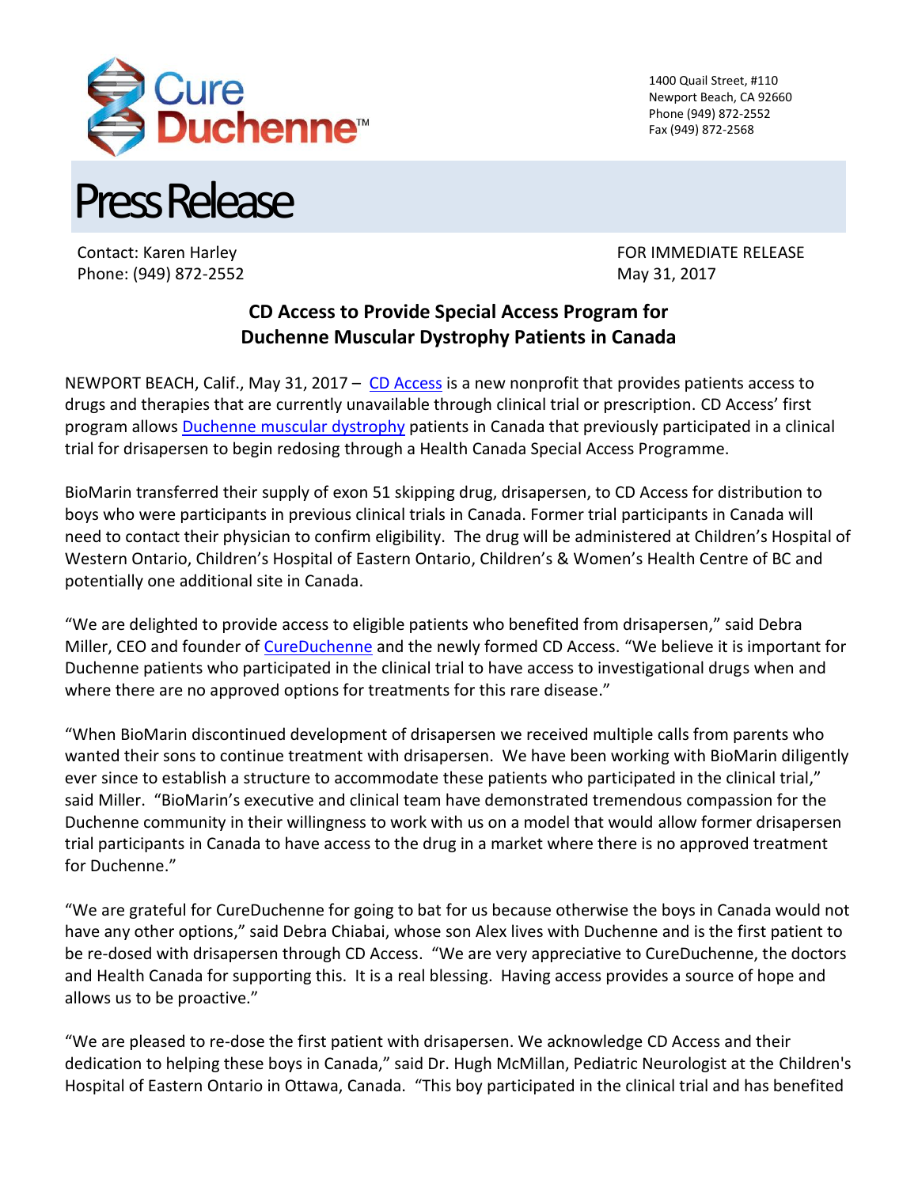Cure Duchenne™

1400 Quail Street, #110
Newport Beach, CA 92660
Phone (949) 872-2552
Fax (949) 872-2568

# Press Release

Contact: Karen Harley
Phone: (949) 872-2552

FOR IMMEDIATE RELEASE
May 31, 2017

## CD Access to Provide Special Access Program for Duchenne Muscular Dystrophy Patients in Canada

NEWPORT BEACH, Calif., May 31, 2017 – CD Access is a new nonprofit that provides patients access to drugs and therapies that are currently unavailable through clinical trial or prescription. CD Access' first program allows Duchenne muscular dystrophy patients in Canada that previously participated in a clinical trial for drisapersen to begin redosing through a Health Canada Special Access Programme.

BioMarin transferred their supply of exon 51 skipping drug, drisapersen, to CD Access for distribution to boys who were participants in previous clinical trials in Canada. Former trial participants in Canada will need to contact their physician to confirm eligibility. The drug will be administered at Children's Hospital of Western Ontario, Children's Hospital of Eastern Ontario, Children's & Women's Health Centre of BC and potentially one additional site in Canada.

"We are delighted to provide access to eligible patients who benefited from drisapersen," said Debra Miller, CEO and founder of CureDuchenne and the newly formed CD Access. "We believe it is important for Duchenne patients who participated in the clinical trial to have access to investigational drugs when and where there are no approved options for treatments for this rare disease."

"When BioMarin discontinued development of drisapersen we received multiple calls from parents who wanted their sons to continue treatment with drisapersen. We have been working with BioMarin diligently ever since to establish a structure to accommodate these patients who participated in the clinical trial," said Miller. "BioMarin's executive and clinical team have demonstrated tremendous compassion for the Duchenne community in their willingness to work with us on a model that would allow former drisapersen trial participants in Canada to have access to the drug in a market where there is no approved treatment for Duchenne."

"We are grateful for CureDuchenne for going to bat for us because otherwise the boys in Canada would not have any other options," said Debra Chiabai, whose son Alex lives with Duchenne and is the first patient to be re-dosed with drisapersen through CD Access. "We are very appreciative to CureDuchenne, the doctors and Health Canada for supporting this. It is a real blessing. Having access provides a source of hope and allows us to be proactive."

"We are pleased to re-dose the first patient with drisapersen. We acknowledge CD Access and their dedication to helping these boys in Canada," said Dr. Hugh McMillan, Pediatric Neurologist at the Children's Hospital of Eastern Ontario in Ottawa, Canada. "This boy participated in the clinical trial and has benefited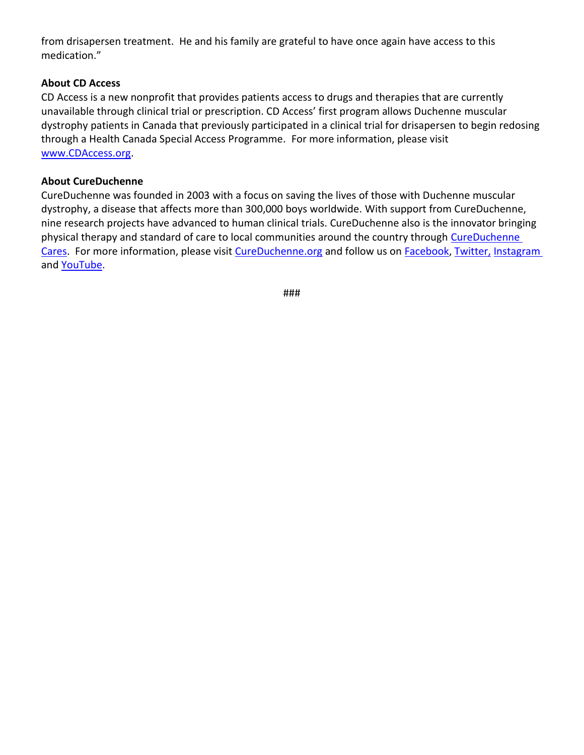from drisapersen treatment. He and his family are grateful to have once again have access to this medication."

**About CD Access**

CD Access is a new nonprofit that provides patients access to drugs and therapies that are currently unavailable through clinical trial or prescription. CD Access' first program allows Duchenne muscular dystrophy patients in Canada that previously participated in a clinical trial for drisapersen to begin redosing through a Health Canada Special Access Programme. For more information, please visit www.CDAccess.org.

**About CureDuchenne**

CureDuchenne was founded in 2003 with a focus on saving the lives of those with Duchenne muscular dystrophy, a disease that affects more than 300,000 boys worldwide. With support from CureDuchenne, nine research projects have advanced to human clinical trials. CureDuchenne also is the innovator bringing physical therapy and standard of care to local communities around the country through CureDuchenne Cares. For more information, please visit CureDuchenne.org and follow us on Facebook, Twitter, Instagram and YouTube.

###